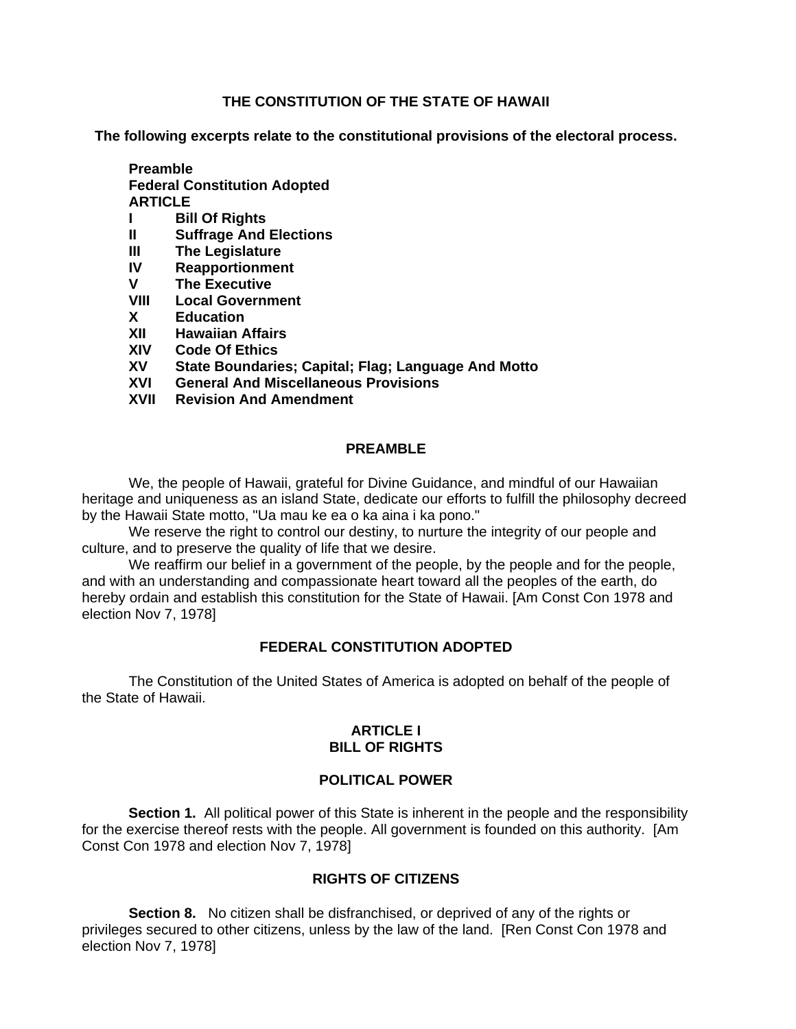# THE CONSTITUTION OF THE STATE OF HAWAII

**The following excerpts relate to the constitutional provisions of the electoral process.**

**Preamble**
**Federal Constitution Adopted**
**ARTICLE**

| | |
|---|---|
| **I** | **Bill Of Rights** |
| **II** | **Suffrage And Elections** |
| **III** | **The Legislature** |
| **IV** | **Reapportionment** |
| **V** | **The Executive** |
| **VIII** | **Local Government** |
| **X** | **Education** |
| **XII** | **Hawaiian Affairs** |
| **XIV** | **Code Of Ethics** |
| **XV** | **State Boundaries; Capital; Flag; Language And Motto** |
| **XVI** | **General And Miscellaneous Provisions** |
| **XVII** | **Revision And Amendment** |

## PREAMBLE

We, the people of Hawaii, grateful for Divine Guidance, and mindful of our Hawaiian heritage and uniqueness as an island State, dedicate our efforts to fulfill the philosophy decreed by the Hawaii State motto, "Ua mau ke ea o ka aina i ka pono."

We reserve the right to control our destiny, to nurture the integrity of our people and culture, and to preserve the quality of life that we desire.

We reaffirm our belief in a government of the people, by the people and for the people, and with an understanding and compassionate heart toward all the peoples of the earth, do hereby ordain and establish this constitution for the State of Hawaii. [Am Const Con 1978 and election Nov 7, 1978]

## FEDERAL CONSTITUTION ADOPTED

The Constitution of the United States of America is adopted on behalf of the people of the State of Hawaii.

## ARTICLE I
## BILL OF RIGHTS

### POLITICAL POWER

**Section 1.** All political power of this State is inherent in the people and the responsibility for the exercise thereof rests with the people. All government is founded on this authority. [Am Const Con 1978 and election Nov 7, 1978]

### RIGHTS OF CITIZENS

**Section 8.** No citizen shall be disfranchised, or deprived of any of the rights or privileges secured to other citizens, unless by the law of the land. [Ren Const Con 1978 and election Nov 7, 1978]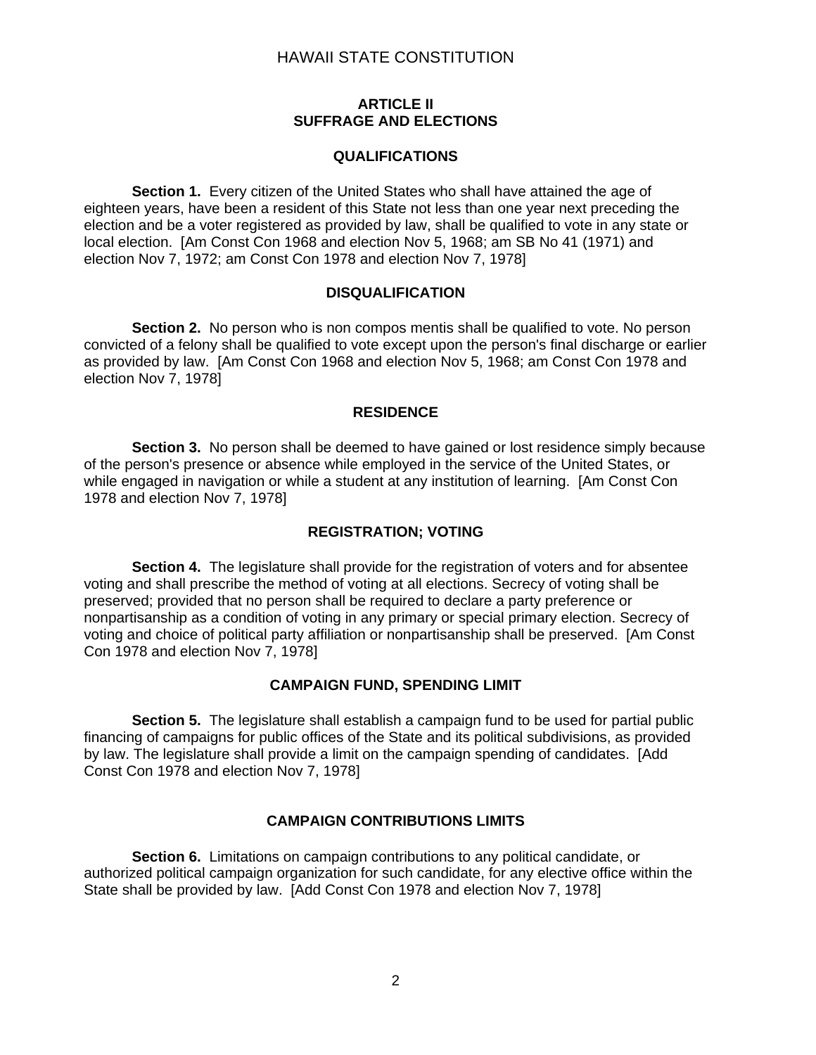## ARTICLE II
## SUFFRAGE AND ELECTIONS

### QUALIFICATIONS

**Section 1.** Every citizen of the United States who shall have attained the age of eighteen years, have been a resident of this State not less than one year next preceding the election and be a voter registered as provided by law, shall be qualified to vote in any state or local election. [Am Const Con 1968 and election Nov 5, 1968; am SB No 41 (1971) and election Nov 7, 1972; am Const Con 1978 and election Nov 7, 1978]

### DISQUALIFICATION

**Section 2.** No person who is non compos mentis shall be qualified to vote. No person convicted of a felony shall be qualified to vote except upon the person's final discharge or earlier as provided by law. [Am Const Con 1968 and election Nov 5, 1968; am Const Con 1978 and election Nov 7, 1978]

### RESIDENCE

**Section 3.** No person shall be deemed to have gained or lost residence simply because of the person's presence or absence while employed in the service of the United States, or while engaged in navigation or while a student at any institution of learning. [Am Const Con 1978 and election Nov 7, 1978]

### REGISTRATION; VOTING

**Section 4.** The legislature shall provide for the registration of voters and for absentee voting and shall prescribe the method of voting at all elections. Secrecy of voting shall be preserved; provided that no person shall be required to declare a party preference or nonpartisanship as a condition of voting in any primary or special primary election. Secrecy of voting and choice of political party affiliation or nonpartisanship shall be preserved. [Am Const Con 1978 and election Nov 7, 1978]

### CAMPAIGN FUND, SPENDING LIMIT

**Section 5.** The legislature shall establish a campaign fund to be used for partial public financing of campaigns for public offices of the State and its political subdivisions, as provided by law. The legislature shall provide a limit on the campaign spending of candidates. [Add Const Con 1978 and election Nov 7, 1978]

### CAMPAIGN CONTRIBUTIONS LIMITS

**Section 6.** Limitations on campaign contributions to any political candidate, or authorized political campaign organization for such candidate, for any elective office within the State shall be provided by law. [Add Const Con 1978 and election Nov 7, 1978]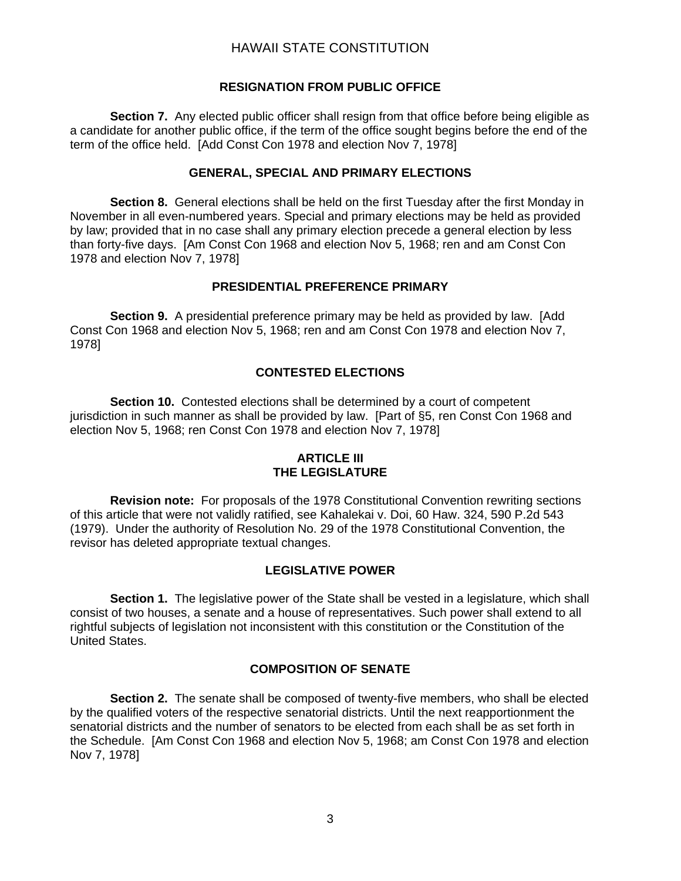### RESIGNATION FROM PUBLIC OFFICE

**Section 7.** Any elected public officer shall resign from that office before being eligible as a candidate for another public office, if the term of the office sought begins before the end of the term of the office held. [Add Const Con 1978 and election Nov 7, 1978]

### GENERAL, SPECIAL AND PRIMARY ELECTIONS

**Section 8.** General elections shall be held on the first Tuesday after the first Monday in November in all even-numbered years. Special and primary elections may be held as provided by law; provided that in no case shall any primary election precede a general election by less than forty-five days. [Am Const Con 1968 and election Nov 5, 1968; ren and am Const Con 1978 and election Nov 7, 1978]

### PRESIDENTIAL PREFERENCE PRIMARY

**Section 9.** A presidential preference primary may be held as provided by law. [Add Const Con 1968 and election Nov 5, 1968; ren and am Const Con 1978 and election Nov 7, 1978]

### CONTESTED ELECTIONS

**Section 10.** Contested elections shall be determined by a court of competent jurisdiction in such manner as shall be provided by law. [Part of §5, ren Const Con 1968 and election Nov 5, 1968; ren Const Con 1978 and election Nov 7, 1978]

## ARTICLE III
## THE LEGISLATURE

**Revision note:** For proposals of the 1978 Constitutional Convention rewriting sections of this article that were not validly ratified, see Kahalekai v. Doi, 60 Haw. 324, 590 P.2d 543 (1979). Under the authority of Resolution No. 29 of the 1978 Constitutional Convention, the revisor has deleted appropriate textual changes.

### LEGISLATIVE POWER

**Section 1.** The legislative power of the State shall be vested in a legislature, which shall consist of two houses, a senate and a house of representatives. Such power shall extend to all rightful subjects of legislation not inconsistent with this constitution or the Constitution of the United States.

### COMPOSITION OF SENATE

**Section 2.** The senate shall be composed of twenty-five members, who shall be elected by the qualified voters of the respective senatorial districts. Until the next reapportionment the senatorial districts and the number of senators to be elected from each shall be as set forth in the Schedule. [Am Const Con 1968 and election Nov 5, 1968; am Const Con 1978 and election Nov 7, 1978]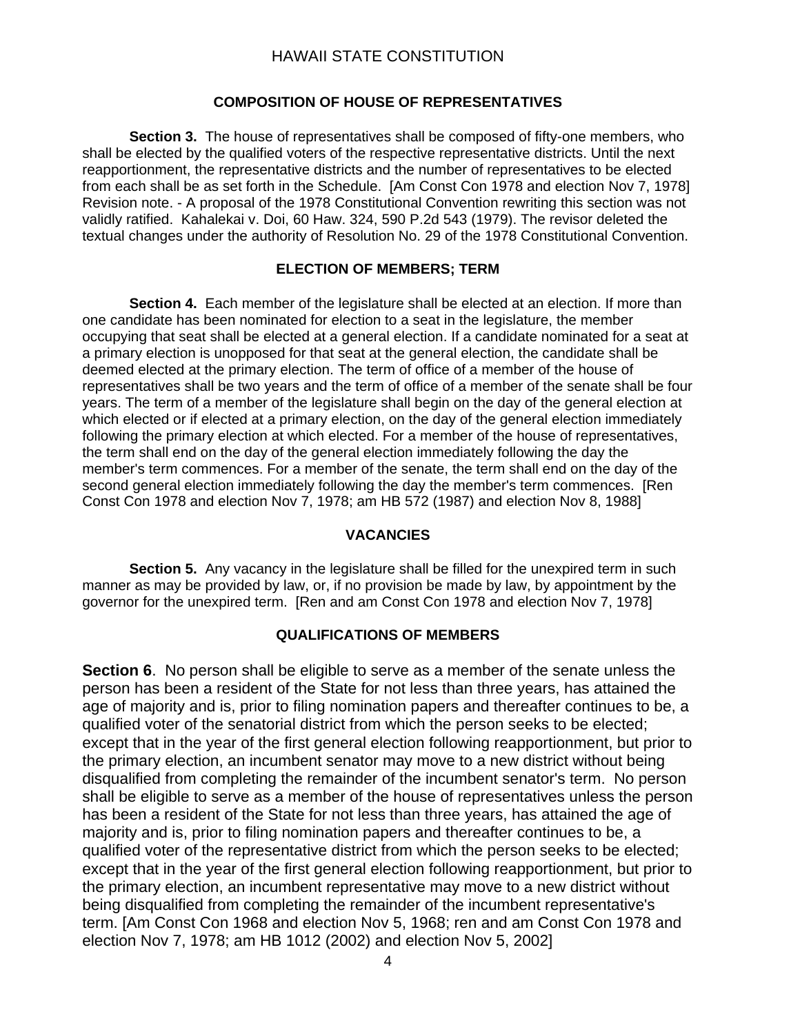## COMPOSITION OF HOUSE OF REPRESENTATIVES

**Section 3.** The house of representatives shall be composed of fifty-one members, who shall be elected by the qualified voters of the respective representative districts. Until the next reapportionment, the representative districts and the number of representatives to be elected from each shall be as set forth in the Schedule. [Am Const Con 1978 and election Nov 7, 1978] Revision note. - A proposal of the 1978 Constitutional Convention rewriting this section was not validly ratified. Kahalekai v. Doi, 60 Haw. 324, 590 P.2d 543 (1979). The revisor deleted the textual changes under the authority of Resolution No. 29 of the 1978 Constitutional Convention.

## ELECTION OF MEMBERS; TERM

**Section 4.** Each member of the legislature shall be elected at an election. If more than one candidate has been nominated for election to a seat in the legislature, the member occupying that seat shall be elected at a general election. If a candidate nominated for a seat at a primary election is unopposed for that seat at the general election, the candidate shall be deemed elected at the primary election. The term of office of a member of the house of representatives shall be two years and the term of office of a member of the senate shall be four years. The term of a member of the legislature shall begin on the day of the general election at which elected or if elected at a primary election, on the day of the general election immediately following the primary election at which elected. For a member of the house of representatives, the term shall end on the day of the general election immediately following the day the member's term commences. For a member of the senate, the term shall end on the day of the second general election immediately following the day the member's term commences. [Ren Const Con 1978 and election Nov 7, 1978; am HB 572 (1987) and election Nov 8, 1988]

## VACANCIES

**Section 5.** Any vacancy in the legislature shall be filled for the unexpired term in such manner as may be provided by law, or, if no provision be made by law, by appointment by the governor for the unexpired term. [Ren and am Const Con 1978 and election Nov 7, 1978]

## QUALIFICATIONS OF MEMBERS

**Section 6**. No person shall be eligible to serve as a member of the senate unless the person has been a resident of the State for not less than three years, has attained the age of majority and is, prior to filing nomination papers and thereafter continues to be, a qualified voter of the senatorial district from which the person seeks to be elected; except that in the year of the first general election following reapportionment, but prior to the primary election, an incumbent senator may move to a new district without being disqualified from completing the remainder of the incumbent senator's term. No person shall be eligible to serve as a member of the house of representatives unless the person has been a resident of the State for not less than three years, has attained the age of majority and is, prior to filing nomination papers and thereafter continues to be, a qualified voter of the representative district from which the person seeks to be elected; except that in the year of the first general election following reapportionment, but prior to the primary election, an incumbent representative may move to a new district without being disqualified from completing the remainder of the incumbent representative's term. [Am Const Con 1968 and election Nov 5, 1968; ren and am Const Con 1978 and election Nov 7, 1978; am HB 1012 (2002) and election Nov 5, 2002]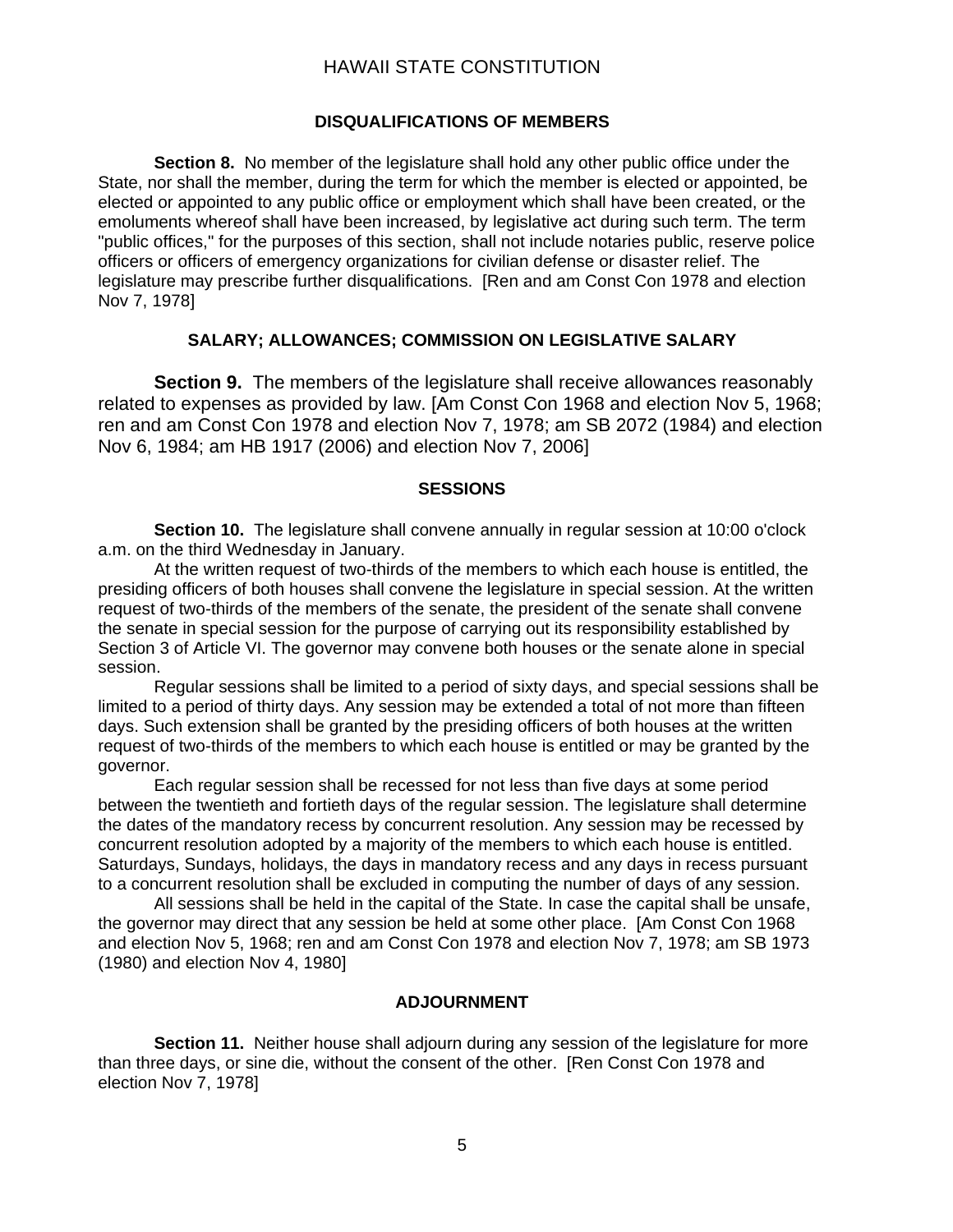### DISQUALIFICATIONS OF MEMBERS

**Section 8.** No member of the legislature shall hold any other public office under the State, nor shall the member, during the term for which the member is elected or appointed, be elected or appointed to any public office or employment which shall have been created, or the emoluments whereof shall have been increased, by legislative act during such term. The term "public offices," for the purposes of this section, shall not include notaries public, reserve police officers or officers of emergency organizations for civilian defense or disaster relief. The legislature may prescribe further disqualifications. [Ren and am Const Con 1978 and election Nov 7, 1978]

### SALARY; ALLOWANCES; COMMISSION ON LEGISLATIVE SALARY

**Section 9.** The members of the legislature shall receive allowances reasonably related to expenses as provided by law. [Am Const Con 1968 and election Nov 5, 1968; ren and am Const Con 1978 and election Nov 7, 1978; am SB 2072 (1984) and election Nov 6, 1984; am HB 1917 (2006) and election Nov 7, 2006]

### SESSIONS

**Section 10.** The legislature shall convene annually in regular session at 10:00 o'clock a.m. on the third Wednesday in January.

At the written request of two-thirds of the members to which each house is entitled, the presiding officers of both houses shall convene the legislature in special session. At the written request of two-thirds of the members of the senate, the president of the senate shall convene the senate in special session for the purpose of carrying out its responsibility established by Section 3 of Article VI. The governor may convene both houses or the senate alone in special session.

Regular sessions shall be limited to a period of sixty days, and special sessions shall be limited to a period of thirty days. Any session may be extended a total of not more than fifteen days. Such extension shall be granted by the presiding officers of both houses at the written request of two-thirds of the members to which each house is entitled or may be granted by the governor.

Each regular session shall be recessed for not less than five days at some period between the twentieth and fortieth days of the regular session. The legislature shall determine the dates of the mandatory recess by concurrent resolution. Any session may be recessed by concurrent resolution adopted by a majority of the members to which each house is entitled. Saturdays, Sundays, holidays, the days in mandatory recess and any days in recess pursuant to a concurrent resolution shall be excluded in computing the number of days of any session.

All sessions shall be held in the capital of the State. In case the capital shall be unsafe, the governor may direct that any session be held at some other place. [Am Const Con 1968 and election Nov 5, 1968; ren and am Const Con 1978 and election Nov 7, 1978; am SB 1973 (1980) and election Nov 4, 1980]

### ADJOURNMENT

**Section 11.** Neither house shall adjourn during any session of the legislature for more than three days, or sine die, without the consent of the other. [Ren Const Con 1978 and election Nov 7, 1978]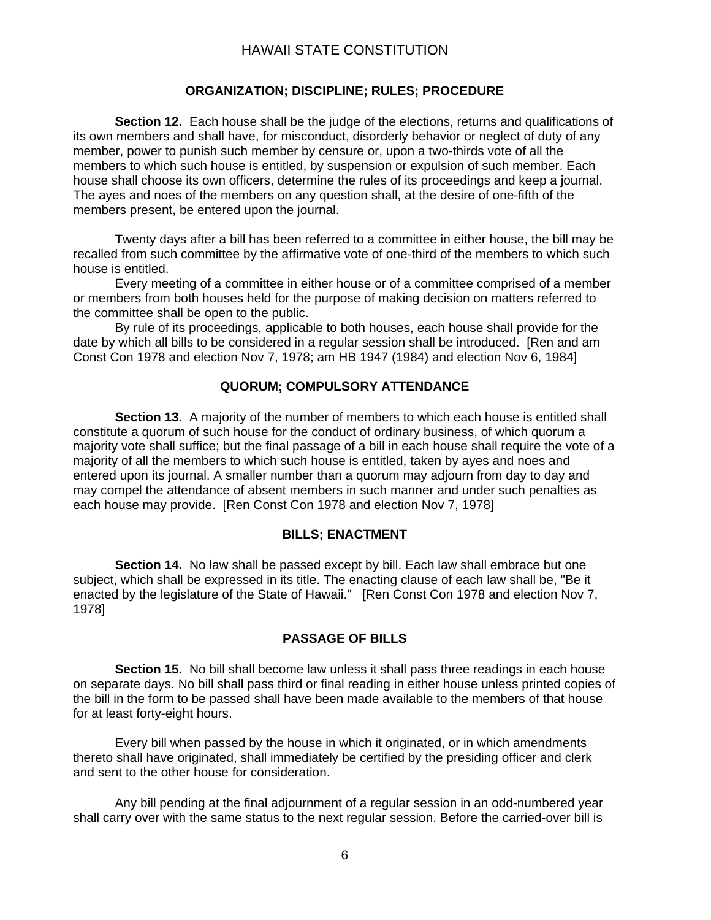### ORGANIZATION; DISCIPLINE; RULES; PROCEDURE

**Section 12.** Each house shall be the judge of the elections, returns and qualifications of its own members and shall have, for misconduct, disorderly behavior or neglect of duty of any member, power to punish such member by censure or, upon a two-thirds vote of all the members to which such house is entitled, by suspension or expulsion of such member. Each house shall choose its own officers, determine the rules of its proceedings and keep a journal. The ayes and noes of the members on any question shall, at the desire of one-fifth of the members present, be entered upon the journal.

Twenty days after a bill has been referred to a committee in either house, the bill may be recalled from such committee by the affirmative vote of one-third of the members to which such house is entitled.

Every meeting of a committee in either house or of a committee comprised of a member or members from both houses held for the purpose of making decision on matters referred to the committee shall be open to the public.

By rule of its proceedings, applicable to both houses, each house shall provide for the date by which all bills to be considered in a regular session shall be introduced. [Ren and am Const Con 1978 and election Nov 7, 1978; am HB 1947 (1984) and election Nov 6, 1984]

### QUORUM; COMPULSORY ATTENDANCE

**Section 13.** A majority of the number of members to which each house is entitled shall constitute a quorum of such house for the conduct of ordinary business, of which quorum a majority vote shall suffice; but the final passage of a bill in each house shall require the vote of a majority of all the members to which such house is entitled, taken by ayes and noes and entered upon its journal. A smaller number than a quorum may adjourn from day to day and may compel the attendance of absent members in such manner and under such penalties as each house may provide. [Ren Const Con 1978 and election Nov 7, 1978]

### BILLS; ENACTMENT

**Section 14.** No law shall be passed except by bill. Each law shall embrace but one subject, which shall be expressed in its title. The enacting clause of each law shall be, "Be it enacted by the legislature of the State of Hawaii." [Ren Const Con 1978 and election Nov 7, 1978]

### PASSAGE OF BILLS

**Section 15.** No bill shall become law unless it shall pass three readings in each house on separate days. No bill shall pass third or final reading in either house unless printed copies of the bill in the form to be passed shall have been made available to the members of that house for at least forty-eight hours.

Every bill when passed by the house in which it originated, or in which amendments thereto shall have originated, shall immediately be certified by the presiding officer and clerk and sent to the other house for consideration.

Any bill pending at the final adjournment of a regular session in an odd-numbered year shall carry over with the same status to the next regular session. Before the carried-over bill is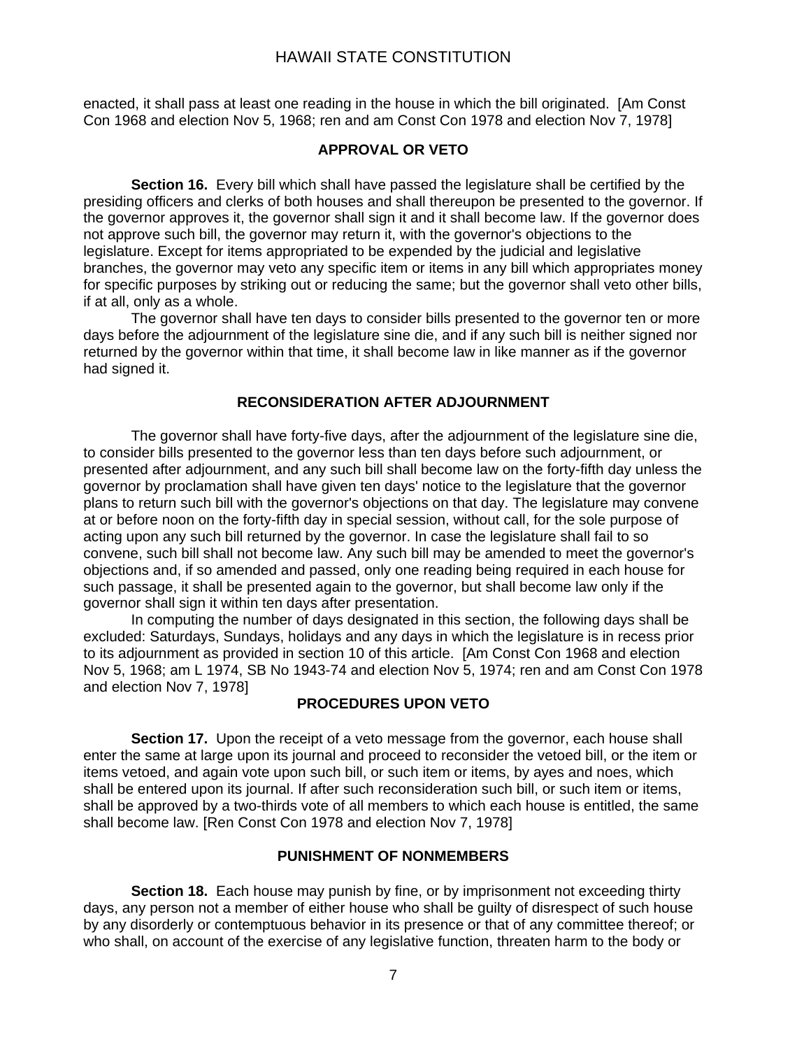enacted, it shall pass at least one reading in the house in which the bill originated. [Am Const Con 1968 and election Nov 5, 1968; ren and am Const Con 1978 and election Nov 7, 1978]

### APPROVAL OR VETO

**Section 16.** Every bill which shall have passed the legislature shall be certified by the presiding officers and clerks of both houses and shall thereupon be presented to the governor. If the governor approves it, the governor shall sign it and it shall become law. If the governor does not approve such bill, the governor may return it, with the governor's objections to the legislature. Except for items appropriated to be expended by the judicial and legislative branches, the governor may veto any specific item or items in any bill which appropriates money for specific purposes by striking out or reducing the same; but the governor shall veto other bills, if at all, only as a whole.

The governor shall have ten days to consider bills presented to the governor ten or more days before the adjournment of the legislature sine die, and if any such bill is neither signed nor returned by the governor within that time, it shall become law in like manner as if the governor had signed it.

### RECONSIDERATION AFTER ADJOURNMENT

The governor shall have forty-five days, after the adjournment of the legislature sine die, to consider bills presented to the governor less than ten days before such adjournment, or presented after adjournment, and any such bill shall become law on the forty-fifth day unless the governor by proclamation shall have given ten days' notice to the legislature that the governor plans to return such bill with the governor's objections on that day. The legislature may convene at or before noon on the forty-fifth day in special session, without call, for the sole purpose of acting upon any such bill returned by the governor. In case the legislature shall fail to so convene, such bill shall not become law. Any such bill may be amended to meet the governor's objections and, if so amended and passed, only one reading being required in each house for such passage, it shall be presented again to the governor, but shall become law only if the governor shall sign it within ten days after presentation.

In computing the number of days designated in this section, the following days shall be excluded: Saturdays, Sundays, holidays and any days in which the legislature is in recess prior to its adjournment as provided in section 10 of this article. [Am Const Con 1968 and election Nov 5, 1968; am L 1974, SB No 1943-74 and election Nov 5, 1974; ren and am Const Con 1978 and election Nov 7, 1978]

### PROCEDURES UPON VETO

**Section 17.** Upon the receipt of a veto message from the governor, each house shall enter the same at large upon its journal and proceed to reconsider the vetoed bill, or the item or items vetoed, and again vote upon such bill, or such item or items, by ayes and noes, which shall be entered upon its journal. If after such reconsideration such bill, or such item or items, shall be approved by a two-thirds vote of all members to which each house is entitled, the same shall become law. [Ren Const Con 1978 and election Nov 7, 1978]

### PUNISHMENT OF NONMEMBERS

**Section 18.** Each house may punish by fine, or by imprisonment not exceeding thirty days, any person not a member of either house who shall be guilty of disrespect of such house by any disorderly or contemptuous behavior in its presence or that of any committee thereof; or who shall, on account of the exercise of any legislative function, threaten harm to the body or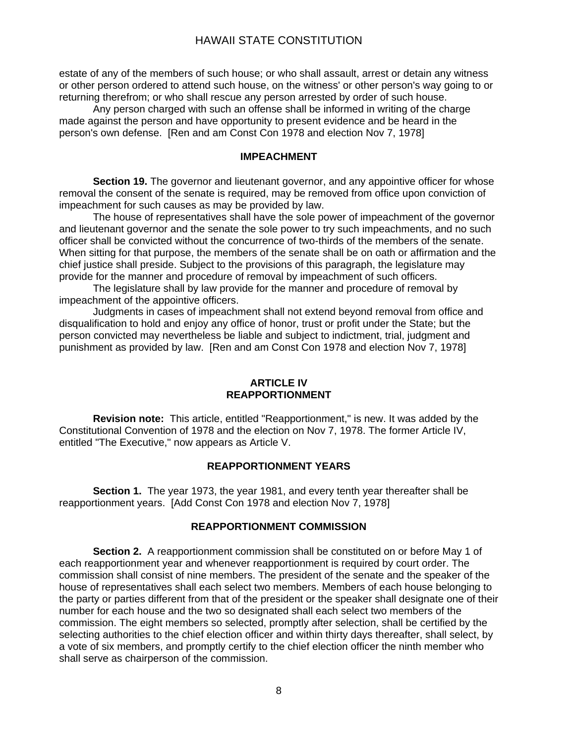estate of any of the members of such house; or who shall assault, arrest or detain any witness or other person ordered to attend such house, on the witness' or other person's way going to or returning therefrom; or who shall rescue any person arrested by order of such house.

Any person charged with such an offense shall be informed in writing of the charge made against the person and have opportunity to present evidence and be heard in the person's own defense. [Ren and am Const Con 1978 and election Nov 7, 1978]

### IMPEACHMENT

**Section 19.** The governor and lieutenant governor, and any appointive officer for whose removal the consent of the senate is required, may be removed from office upon conviction of impeachment for such causes as may be provided by law.

The house of representatives shall have the sole power of impeachment of the governor and lieutenant governor and the senate the sole power to try such impeachments, and no such officer shall be convicted without the concurrence of two-thirds of the members of the senate. When sitting for that purpose, the members of the senate shall be on oath or affirmation and the chief justice shall preside. Subject to the provisions of this paragraph, the legislature may provide for the manner and procedure of removal by impeachment of such officers.

The legislature shall by law provide for the manner and procedure of removal by impeachment of the appointive officers.

Judgments in cases of impeachment shall not extend beyond removal from office and disqualification to hold and enjoy any office of honor, trust or profit under the State; but the person convicted may nevertheless be liable and subject to indictment, trial, judgment and punishment as provided by law. [Ren and am Const Con 1978 and election Nov 7, 1978]

## ARTICLE IV
## REAPPORTIONMENT

**Revision note:** This article, entitled "Reapportionment," is new. It was added by the Constitutional Convention of 1978 and the election on Nov 7, 1978. The former Article IV, entitled "The Executive," now appears as Article V.

### REAPPORTIONMENT YEARS

**Section 1.** The year 1973, the year 1981, and every tenth year thereafter shall be reapportionment years. [Add Const Con 1978 and election Nov 7, 1978]

### REAPPORTIONMENT COMMISSION

**Section 2.** A reapportionment commission shall be constituted on or before May 1 of each reapportionment year and whenever reapportionment is required by court order. The commission shall consist of nine members. The president of the senate and the speaker of the house of representatives shall each select two members. Members of each house belonging to the party or parties different from that of the president or the speaker shall designate one of their number for each house and the two so designated shall each select two members of the commission. The eight members so selected, promptly after selection, shall be certified by the selecting authorities to the chief election officer and within thirty days thereafter, shall select, by a vote of six members, and promptly certify to the chief election officer the ninth member who shall serve as chairperson of the commission.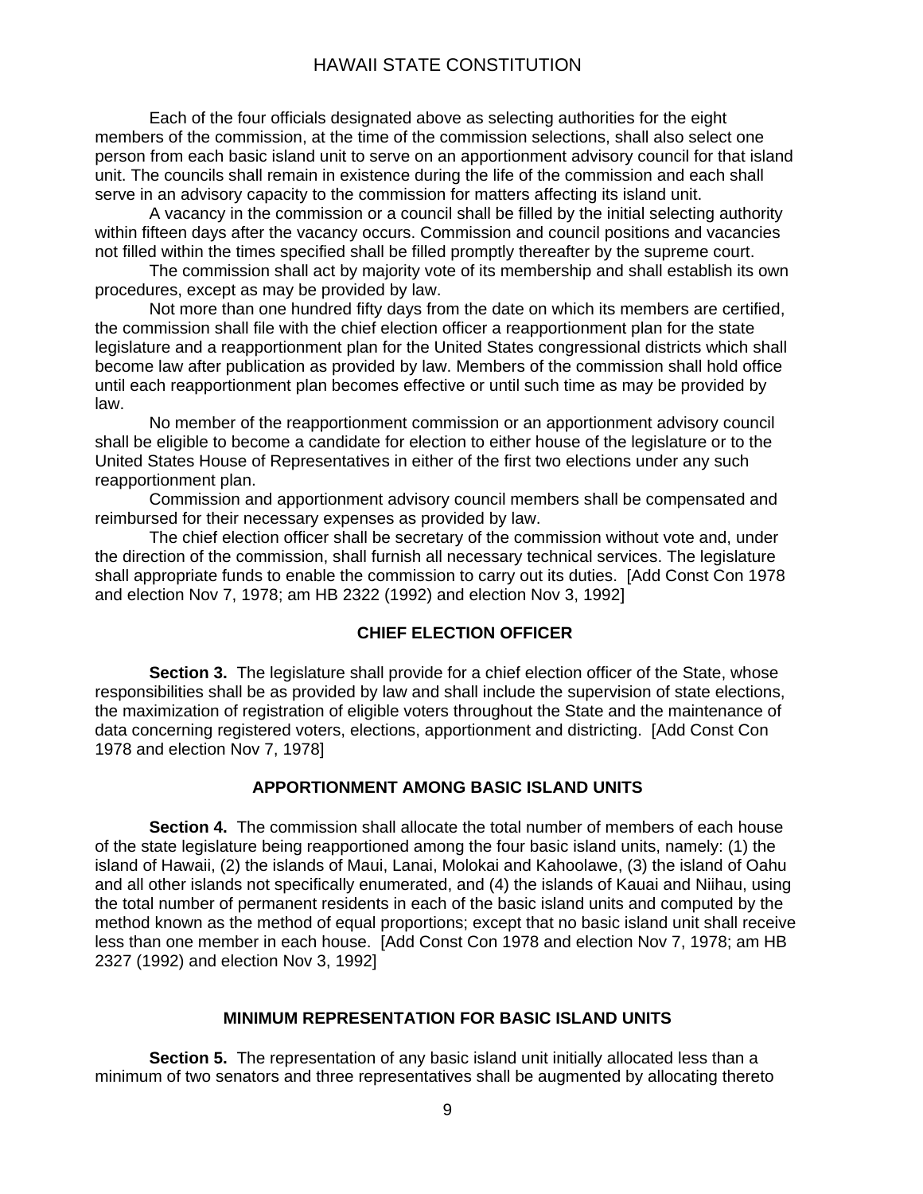Each of the four officials designated above as selecting authorities for the eight members of the commission, at the time of the commission selections, shall also select one person from each basic island unit to serve on an apportionment advisory council for that island unit. The councils shall remain in existence during the life of the commission and each shall serve in an advisory capacity to the commission for matters affecting its island unit.

A vacancy in the commission or a council shall be filled by the initial selecting authority within fifteen days after the vacancy occurs. Commission and council positions and vacancies not filled within the times specified shall be filled promptly thereafter by the supreme court.

The commission shall act by majority vote of its membership and shall establish its own procedures, except as may be provided by law.

Not more than one hundred fifty days from the date on which its members are certified, the commission shall file with the chief election officer a reapportionment plan for the state legislature and a reapportionment plan for the United States congressional districts which shall become law after publication as provided by law. Members of the commission shall hold office until each reapportionment plan becomes effective or until such time as may be provided by law.

No member of the reapportionment commission or an apportionment advisory council shall be eligible to become a candidate for election to either house of the legislature or to the United States House of Representatives in either of the first two elections under any such reapportionment plan.

Commission and apportionment advisory council members shall be compensated and reimbursed for their necessary expenses as provided by law.

The chief election officer shall be secretary of the commission without vote and, under the direction of the commission, shall furnish all necessary technical services. The legislature shall appropriate funds to enable the commission to carry out its duties. [Add Const Con 1978 and election Nov 7, 1978; am HB 2322 (1992) and election Nov 3, 1992]

### CHIEF ELECTION OFFICER

**Section 3.** The legislature shall provide for a chief election officer of the State, whose responsibilities shall be as provided by law and shall include the supervision of state elections, the maximization of registration of eligible voters throughout the State and the maintenance of data concerning registered voters, elections, apportionment and districting. [Add Const Con 1978 and election Nov 7, 1978]

### APPORTIONMENT AMONG BASIC ISLAND UNITS

**Section 4.** The commission shall allocate the total number of members of each house of the state legislature being reapportioned among the four basic island units, namely: (1) the island of Hawaii, (2) the islands of Maui, Lanai, Molokai and Kahoolawe, (3) the island of Oahu and all other islands not specifically enumerated, and (4) the islands of Kauai and Niihau, using the total number of permanent residents in each of the basic island units and computed by the method known as the method of equal proportions; except that no basic island unit shall receive less than one member in each house. [Add Const Con 1978 and election Nov 7, 1978; am HB 2327 (1992) and election Nov 3, 1992]

### MINIMUM REPRESENTATION FOR BASIC ISLAND UNITS

**Section 5.** The representation of any basic island unit initially allocated less than a minimum of two senators and three representatives shall be augmented by allocating thereto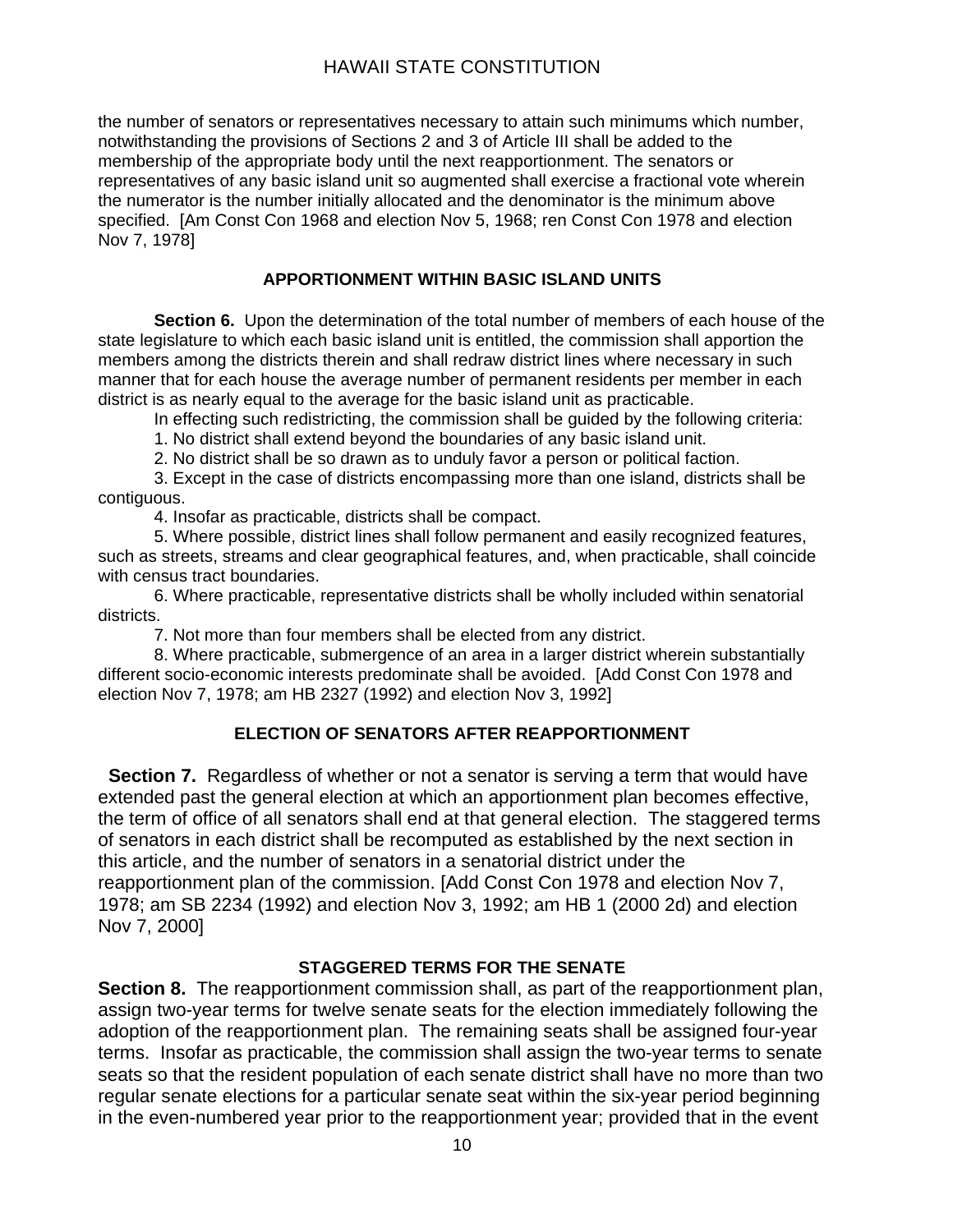the number of senators or representatives necessary to attain such minimums which number, notwithstanding the provisions of Sections 2 and 3 of Article III shall be added to the membership of the appropriate body until the next reapportionment. The senators or representatives of any basic island unit so augmented shall exercise a fractional vote wherein the numerator is the number initially allocated and the denominator is the minimum above specified. [Am Const Con 1968 and election Nov 5, 1968; ren Const Con 1978 and election Nov 7, 1978]

### APPORTIONMENT WITHIN BASIC ISLAND UNITS

**Section 6.** Upon the determination of the total number of members of each house of the state legislature to which each basic island unit is entitled, the commission shall apportion the members among the districts therein and shall redraw district lines where necessary in such manner that for each house the average number of permanent residents per member in each district is as nearly equal to the average for the basic island unit as practicable.

In effecting such redistricting, the commission shall be guided by the following criteria:

1. No district shall extend beyond the boundaries of any basic island unit.
2. No district shall be so drawn as to unduly favor a person or political faction.
3. Except in the case of districts encompassing more than one island, districts shall be contiguous.
4. Insofar as practicable, districts shall be compact.
5. Where possible, district lines shall follow permanent and easily recognized features, such as streets, streams and clear geographical features, and, when practicable, shall coincide with census tract boundaries.
6. Where practicable, representative districts shall be wholly included within senatorial districts.
7. Not more than four members shall be elected from any district.
8. Where practicable, submergence of an area in a larger district wherein substantially different socio-economic interests predominate shall be avoided. [Add Const Con 1978 and election Nov 7, 1978; am HB 2327 (1992) and election Nov 3, 1992]

### ELECTION OF SENATORS AFTER REAPPORTIONMENT

**Section 7.** Regardless of whether or not a senator is serving a term that would have extended past the general election at which an apportionment plan becomes effective, the term of office of all senators shall end at that general election. The staggered terms of senators in each district shall be recomputed as established by the next section in this article, and the number of senators in a senatorial district under the reapportionment plan of the commission. [Add Const Con 1978 and election Nov 7, 1978; am SB 2234 (1992) and election Nov 3, 1992; am HB 1 (2000 2d) and election Nov 7, 2000]

### STAGGERED TERMS FOR THE SENATE

**Section 8.** The reapportionment commission shall, as part of the reapportionment plan, assign two-year terms for twelve senate seats for the election immediately following the adoption of the reapportionment plan. The remaining seats shall be assigned four-year terms. Insofar as practicable, the commission shall assign the two-year terms to senate seats so that the resident population of each senate district shall have no more than two regular senate elections for a particular senate seat within the six-year period beginning in the even-numbered year prior to the reapportionment year; provided that in the event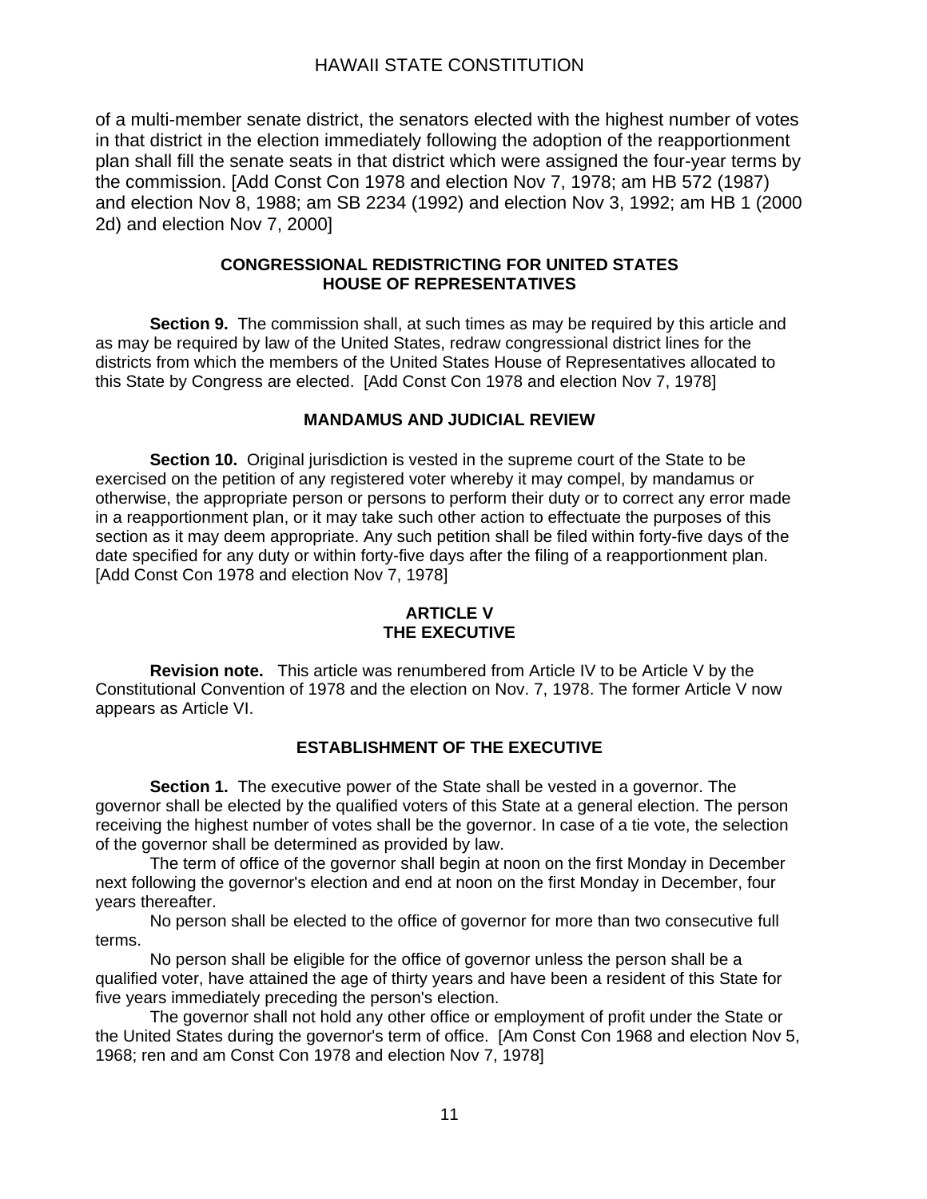of a multi-member senate district, the senators elected with the highest number of votes in that district in the election immediately following the adoption of the reapportionment plan shall fill the senate seats in that district which were assigned the four-year terms by the commission. [Add Const Con 1978 and election Nov 7, 1978; am HB 572 (1987) and election Nov 8, 1988; am SB 2234 (1992) and election Nov 3, 1992; am HB 1 (2000 2d) and election Nov 7, 2000]

### CONGRESSIONAL REDISTRICTING FOR UNITED STATES HOUSE OF REPRESENTATIVES

**Section 9.** The commission shall, at such times as may be required by this article and as may be required by law of the United States, redraw congressional district lines for the districts from which the members of the United States House of Representatives allocated to this State by Congress are elected. [Add Const Con 1978 and election Nov 7, 1978]

### MANDAMUS AND JUDICIAL REVIEW

**Section 10.** Original jurisdiction is vested in the supreme court of the State to be exercised on the petition of any registered voter whereby it may compel, by mandamus or otherwise, the appropriate person or persons to perform their duty or to correct any error made in a reapportionment plan, or it may take such other action to effectuate the purposes of this section as it may deem appropriate. Any such petition shall be filed within forty-five days of the date specified for any duty or within forty-five days after the filing of a reapportionment plan. [Add Const Con 1978 and election Nov 7, 1978]

## ARTICLE V
## THE EXECUTIVE

**Revision note.** This article was renumbered from Article IV to be Article V by the Constitutional Convention of 1978 and the election on Nov. 7, 1978. The former Article V now appears as Article VI.

### ESTABLISHMENT OF THE EXECUTIVE

**Section 1.** The executive power of the State shall be vested in a governor. The governor shall be elected by the qualified voters of this State at a general election. The person receiving the highest number of votes shall be the governor. In case of a tie vote, the selection of the governor shall be determined as provided by law.

The term of office of the governor shall begin at noon on the first Monday in December next following the governor's election and end at noon on the first Monday in December, four years thereafter.

No person shall be elected to the office of governor for more than two consecutive full terms.

No person shall be eligible for the office of governor unless the person shall be a qualified voter, have attained the age of thirty years and have been a resident of this State for five years immediately preceding the person's election.

The governor shall not hold any other office or employment of profit under the State or the United States during the governor's term of office. [Am Const Con 1968 and election Nov 5, 1968; ren and am Const Con 1978 and election Nov 7, 1978]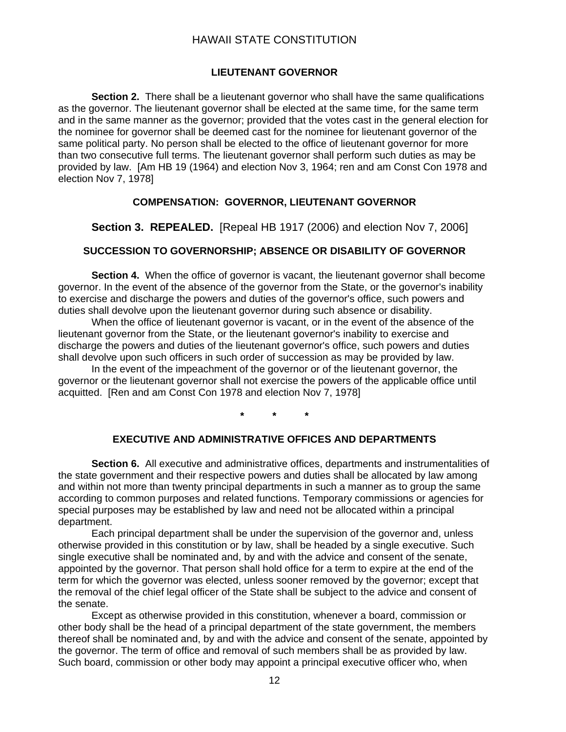## LIEUTENANT GOVERNOR

**Section 2.** There shall be a lieutenant governor who shall have the same qualifications as the governor. The lieutenant governor shall be elected at the same time, for the same term and in the same manner as the governor; provided that the votes cast in the general election for the nominee for governor shall be deemed cast for the nominee for lieutenant governor of the same political party. No person shall be elected to the office of lieutenant governor for more than two consecutive full terms. The lieutenant governor shall perform such duties as may be provided by law. [Am HB 19 (1964) and election Nov 3, 1964; ren and am Const Con 1978 and election Nov 7, 1978]

## COMPENSATION: GOVERNOR, LIEUTENANT GOVERNOR

**Section 3. REPEALED.** [Repeal HB 1917 (2006) and election Nov 7, 2006]

## SUCCESSION TO GOVERNORSHIP; ABSENCE OR DISABILITY OF GOVERNOR

**Section 4.** When the office of governor is vacant, the lieutenant governor shall become governor. In the event of the absence of the governor from the State, or the governor's inability to exercise and discharge the powers and duties of the governor's office, such powers and duties shall devolve upon the lieutenant governor during such absence or disability.

When the office of lieutenant governor is vacant, or in the event of the absence of the lieutenant governor from the State, or the lieutenant governor's inability to exercise and discharge the powers and duties of the lieutenant governor's office, such powers and duties shall devolve upon such officers in such order of succession as may be provided by law.

In the event of the impeachment of the governor or of the lieutenant governor, the governor or the lieutenant governor shall not exercise the powers of the applicable office until acquitted. [Ren and am Const Con 1978 and election Nov 7, 1978]

\* \* \*

## EXECUTIVE AND ADMINISTRATIVE OFFICES AND DEPARTMENTS

**Section 6.** All executive and administrative offices, departments and instrumentalities of the state government and their respective powers and duties shall be allocated by law among and within not more than twenty principal departments in such a manner as to group the same according to common purposes and related functions. Temporary commissions or agencies for special purposes may be established by law and need not be allocated within a principal department.

Each principal department shall be under the supervision of the governor and, unless otherwise provided in this constitution or by law, shall be headed by a single executive. Such single executive shall be nominated and, by and with the advice and consent of the senate, appointed by the governor. That person shall hold office for a term to expire at the end of the term for which the governor was elected, unless sooner removed by the governor; except that the removal of the chief legal officer of the State shall be subject to the advice and consent of the senate.

Except as otherwise provided in this constitution, whenever a board, commission or other body shall be the head of a principal department of the state government, the members thereof shall be nominated and, by and with the advice and consent of the senate, appointed by the governor. The term of office and removal of such members shall be as provided by law. Such board, commission or other body may appoint a principal executive officer who, when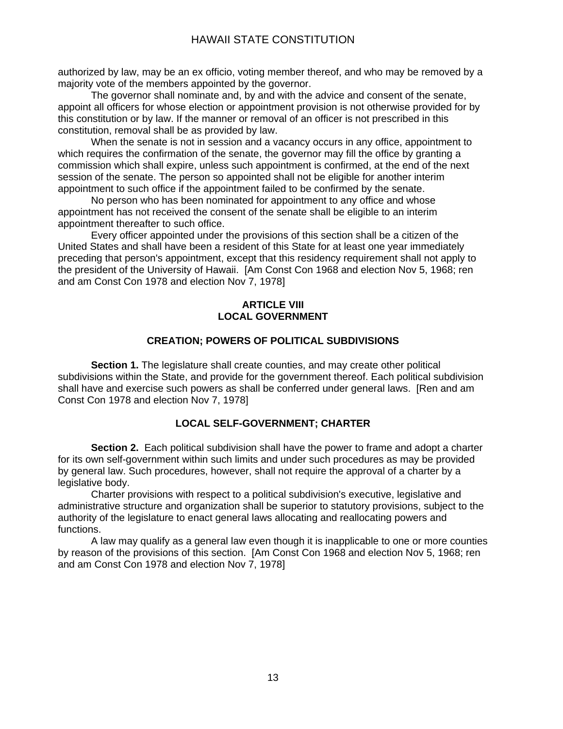authorized by law, may be an ex officio, voting member thereof, and who may be removed by a majority vote of the members appointed by the governor.

The governor shall nominate and, by and with the advice and consent of the senate, appoint all officers for whose election or appointment provision is not otherwise provided for by this constitution or by law. If the manner or removal of an officer is not prescribed in this constitution, removal shall be as provided by law.

When the senate is not in session and a vacancy occurs in any office, appointment to which requires the confirmation of the senate, the governor may fill the office by granting a commission which shall expire, unless such appointment is confirmed, at the end of the next session of the senate. The person so appointed shall not be eligible for another interim appointment to such office if the appointment failed to be confirmed by the senate.

No person who has been nominated for appointment to any office and whose appointment has not received the consent of the senate shall be eligible to an interim appointment thereafter to such office.

Every officer appointed under the provisions of this section shall be a citizen of the United States and shall have been a resident of this State for at least one year immediately preceding that person's appointment, except that this residency requirement shall not apply to the president of the University of Hawaii. [Am Const Con 1968 and election Nov 5, 1968; ren and am Const Con 1978 and election Nov 7, 1978]

## ARTICLE VIII
## LOCAL GOVERNMENT

### CREATION; POWERS OF POLITICAL SUBDIVISIONS

**Section 1.** The legislature shall create counties, and may create other political subdivisions within the State, and provide for the government thereof. Each political subdivision shall have and exercise such powers as shall be conferred under general laws. [Ren and am Const Con 1978 and election Nov 7, 1978]

### LOCAL SELF-GOVERNMENT; CHARTER

**Section 2.** Each political subdivision shall have the power to frame and adopt a charter for its own self-government within such limits and under such procedures as may be provided by general law. Such procedures, however, shall not require the approval of a charter by a legislative body.

Charter provisions with respect to a political subdivision's executive, legislative and administrative structure and organization shall be superior to statutory provisions, subject to the authority of the legislature to enact general laws allocating and reallocating powers and functions.

A law may qualify as a general law even though it is inapplicable to one or more counties by reason of the provisions of this section. [Am Const Con 1968 and election Nov 5, 1968; ren and am Const Con 1978 and election Nov 7, 1978]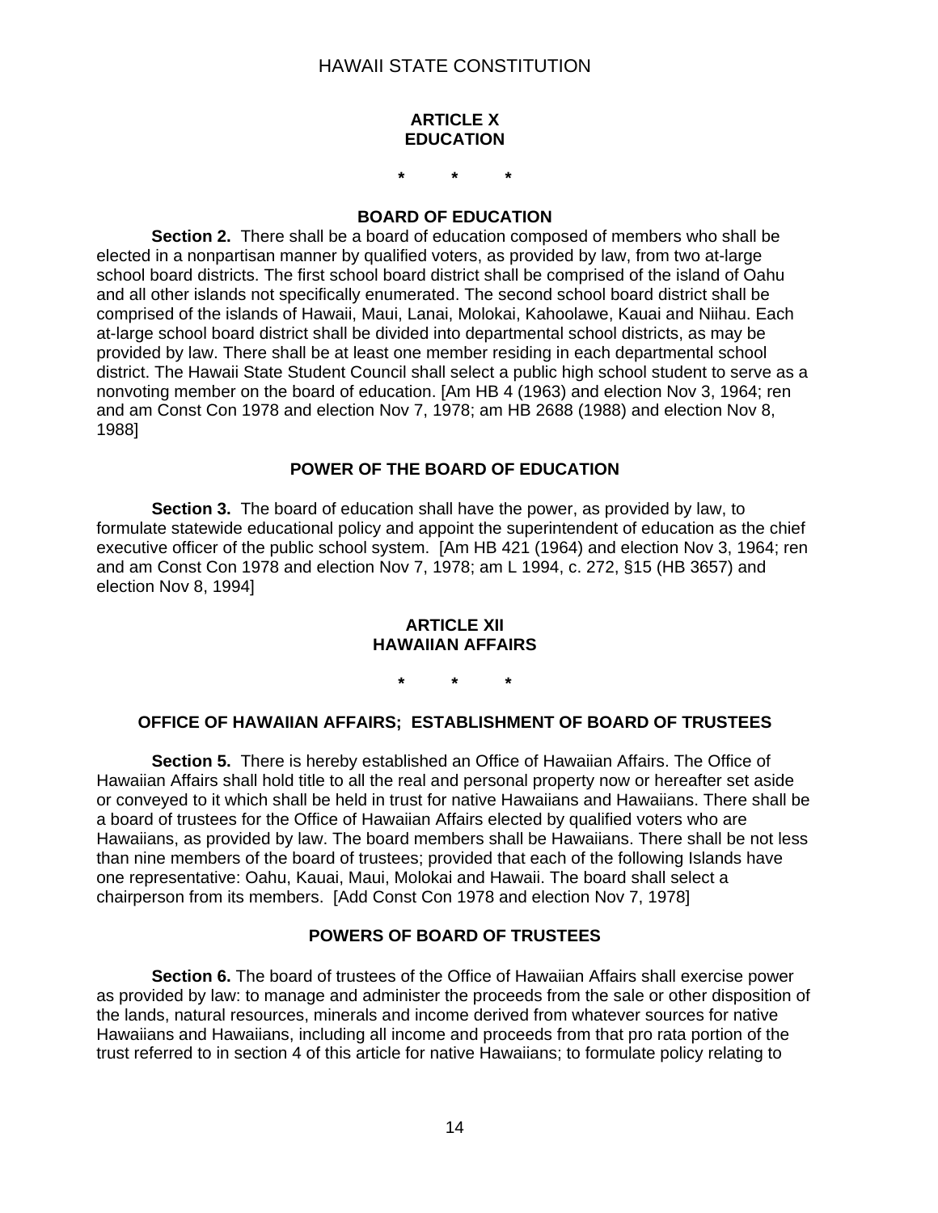## ARTICLE X
## EDUCATION

\* \* \*

### BOARD OF EDUCATION

**Section 2.** There shall be a board of education composed of members who shall be elected in a nonpartisan manner by qualified voters, as provided by law, from two at-large school board districts. The first school board district shall be comprised of the island of Oahu and all other islands not specifically enumerated. The second school board district shall be comprised of the islands of Hawaii, Maui, Lanai, Molokai, Kahoolawe, Kauai and Niihau. Each at-large school board district shall be divided into departmental school districts, as may be provided by law. There shall be at least one member residing in each departmental school district. The Hawaii State Student Council shall select a public high school student to serve as a nonvoting member on the board of education. [Am HB 4 (1963) and election Nov 3, 1964; ren and am Const Con 1978 and election Nov 7, 1978; am HB 2688 (1988) and election Nov 8, 1988]

### POWER OF THE BOARD OF EDUCATION

**Section 3.** The board of education shall have the power, as provided by law, to formulate statewide educational policy and appoint the superintendent of education as the chief executive officer of the public school system. [Am HB 421 (1964) and election Nov 3, 1964; ren and am Const Con 1978 and election Nov 7, 1978; am L 1994, c. 272, §15 (HB 3657) and election Nov 8, 1994]

## ARTICLE XII
## HAWAIIAN AFFAIRS

\* \* \*

### OFFICE OF HAWAIIAN AFFAIRS; ESTABLISHMENT OF BOARD OF TRUSTEES

**Section 5.** There is hereby established an Office of Hawaiian Affairs. The Office of Hawaiian Affairs shall hold title to all the real and personal property now or hereafter set aside or conveyed to it which shall be held in trust for native Hawaiians and Hawaiians. There shall be a board of trustees for the Office of Hawaiian Affairs elected by qualified voters who are Hawaiians, as provided by law. The board members shall be Hawaiians. There shall be not less than nine members of the board of trustees; provided that each of the following Islands have one representative: Oahu, Kauai, Maui, Molokai and Hawaii. The board shall select a chairperson from its members. [Add Const Con 1978 and election Nov 7, 1978]

### POWERS OF BOARD OF TRUSTEES

**Section 6.** The board of trustees of the Office of Hawaiian Affairs shall exercise power as provided by law: to manage and administer the proceeds from the sale or other disposition of the lands, natural resources, minerals and income derived from whatever sources for native Hawaiians and Hawaiians, including all income and proceeds from that pro rata portion of the trust referred to in section 4 of this article for native Hawaiians; to formulate policy relating to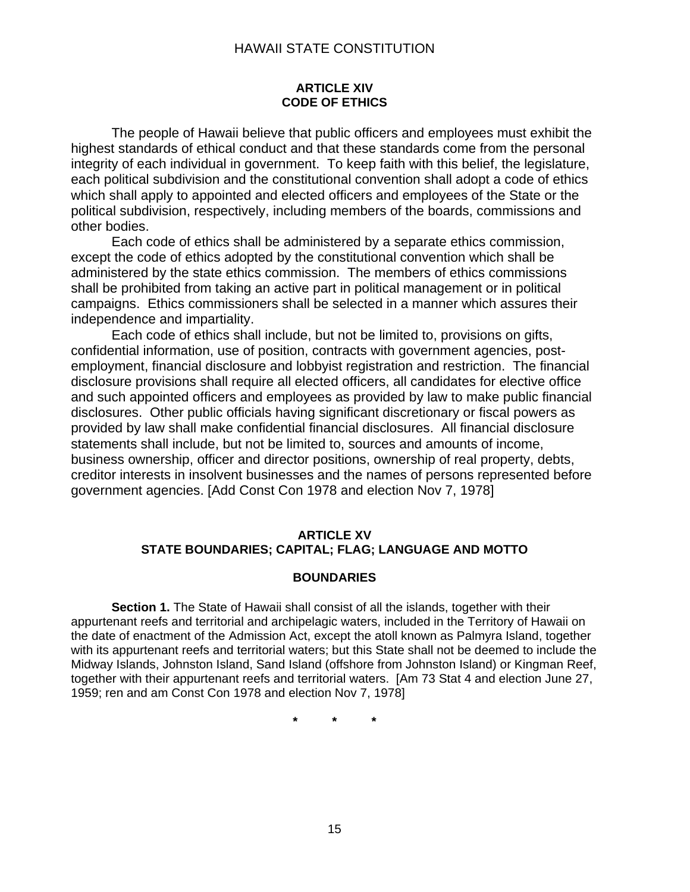## ARTICLE XIV
## CODE OF ETHICS

The people of Hawaii believe that public officers and employees must exhibit the highest standards of ethical conduct and that these standards come from the personal integrity of each individual in government. To keep faith with this belief, the legislature, each political subdivision and the constitutional convention shall adopt a code of ethics which shall apply to appointed and elected officers and employees of the State or the political subdivision, respectively, including members of the boards, commissions and other bodies.

Each code of ethics shall be administered by a separate ethics commission, except the code of ethics adopted by the constitutional convention which shall be administered by the state ethics commission. The members of ethics commissions shall be prohibited from taking an active part in political management or in political campaigns. Ethics commissioners shall be selected in a manner which assures their independence and impartiality.

Each code of ethics shall include, but not be limited to, provisions on gifts, confidential information, use of position, contracts with government agencies, post-employment, financial disclosure and lobbyist registration and restriction. The financial disclosure provisions shall require all elected officers, all candidates for elective office and such appointed officers and employees as provided by law to make public financial disclosures. Other public officials having significant discretionary or fiscal powers as provided by law shall make confidential financial disclosures. All financial disclosure statements shall include, but not be limited to, sources and amounts of income, business ownership, officer and director positions, ownership of real property, debts, creditor interests in insolvent businesses and the names of persons represented before government agencies. [Add Const Con 1978 and election Nov 7, 1978]

## ARTICLE XV
## STATE BOUNDARIES; CAPITAL; FLAG; LANGUAGE AND MOTTO

### BOUNDARIES

**Section 1.** The State of Hawaii shall consist of all the islands, together with their appurtenant reefs and territorial and archipelagic waters, included in the Territory of Hawaii on the date of enactment of the Admission Act, except the atoll known as Palmyra Island, together with its appurtenant reefs and territorial waters; but this State shall not be deemed to include the Midway Islands, Johnston Island, Sand Island (offshore from Johnston Island) or Kingman Reef, together with their appurtenant reefs and territorial waters. [Am 73 Stat 4 and election June 27, 1959; ren and am Const Con 1978 and election Nov 7, 1978]

\* \* \*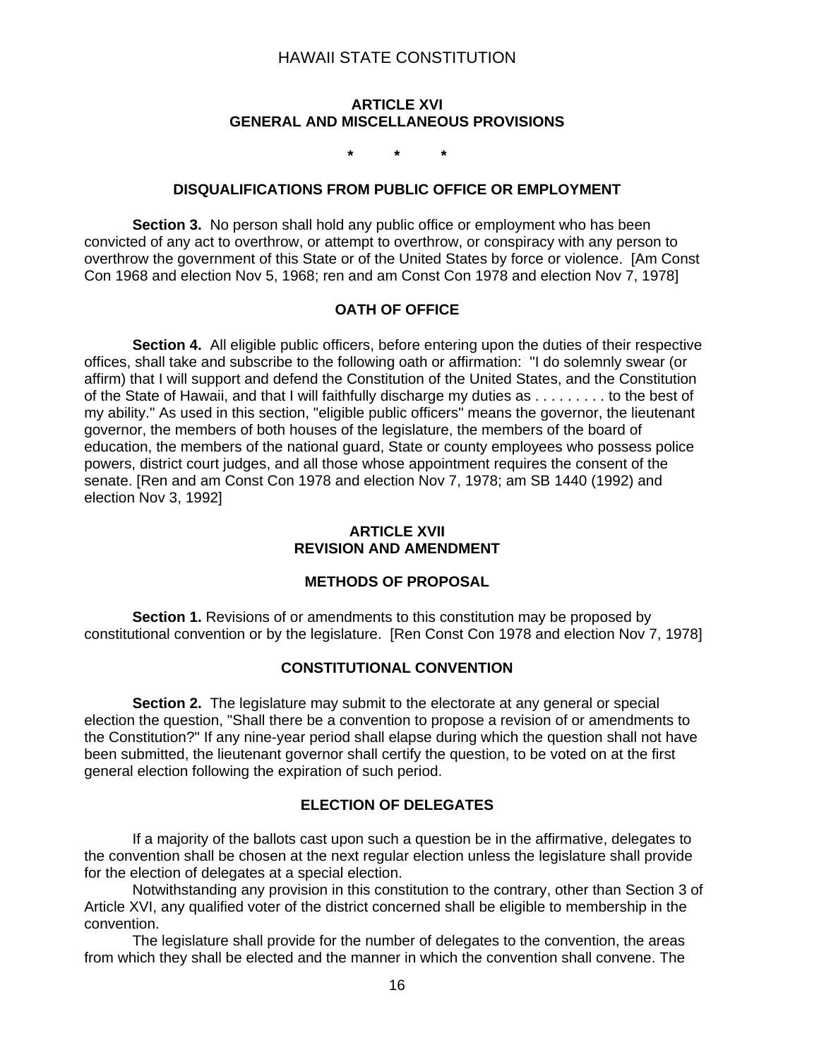### ARTICLE XVI
### GENERAL AND MISCELLANEOUS PROVISIONS

\* \* \*

#### DISQUALIFICATIONS FROM PUBLIC OFFICE OR EMPLOYMENT

**Section 3.** No person shall hold any public office or employment who has been convicted of any act to overthrow, or attempt to overthrow, or conspiracy with any person to overthrow the government of this State or of the United States by force or violence. [Am Const Con 1968 and election Nov 5, 1968; ren and am Const Con 1978 and election Nov 7, 1978]

#### OATH OF OFFICE

**Section 4.** All eligible public officers, before entering upon the duties of their respective offices, shall take and subscribe to the following oath or affirmation: "I do solemnly swear (or affirm) that I will support and defend the Constitution of the United States, and the Constitution of the State of Hawaii, and that I will faithfully discharge my duties as . . . . . . . . . to the best of my ability." As used in this section, "eligible public officers" means the governor, the lieutenant governor, the members of both houses of the legislature, the members of the board of education, the members of the national guard, State or county employees who possess police powers, district court judges, and all those whose appointment requires the consent of the senate. [Ren and am Const Con 1978 and election Nov 7, 1978; am SB 1440 (1992) and election Nov 3, 1992]

### ARTICLE XVII
### REVISION AND AMENDMENT

#### METHODS OF PROPOSAL

**Section 1.** Revisions of or amendments to this constitution may be proposed by constitutional convention or by the legislature. [Ren Const Con 1978 and election Nov 7, 1978]

#### CONSTITUTIONAL CONVENTION

**Section 2.** The legislature may submit to the electorate at any general or special election the question, "Shall there be a convention to propose a revision of or amendments to the Constitution?" If any nine-year period shall elapse during which the question shall not have been submitted, the lieutenant governor shall certify the question, to be voted on at the first general election following the expiration of such period.

#### ELECTION OF DELEGATES

If a majority of the ballots cast upon such a question be in the affirmative, delegates to the convention shall be chosen at the next regular election unless the legislature shall provide for the election of delegates at a special election.

Notwithstanding any provision in this constitution to the contrary, other than Section 3 of Article XVI, any qualified voter of the district concerned shall be eligible to membership in the convention.

The legislature shall provide for the number of delegates to the convention, the areas from which they shall be elected and the manner in which the convention shall convene. The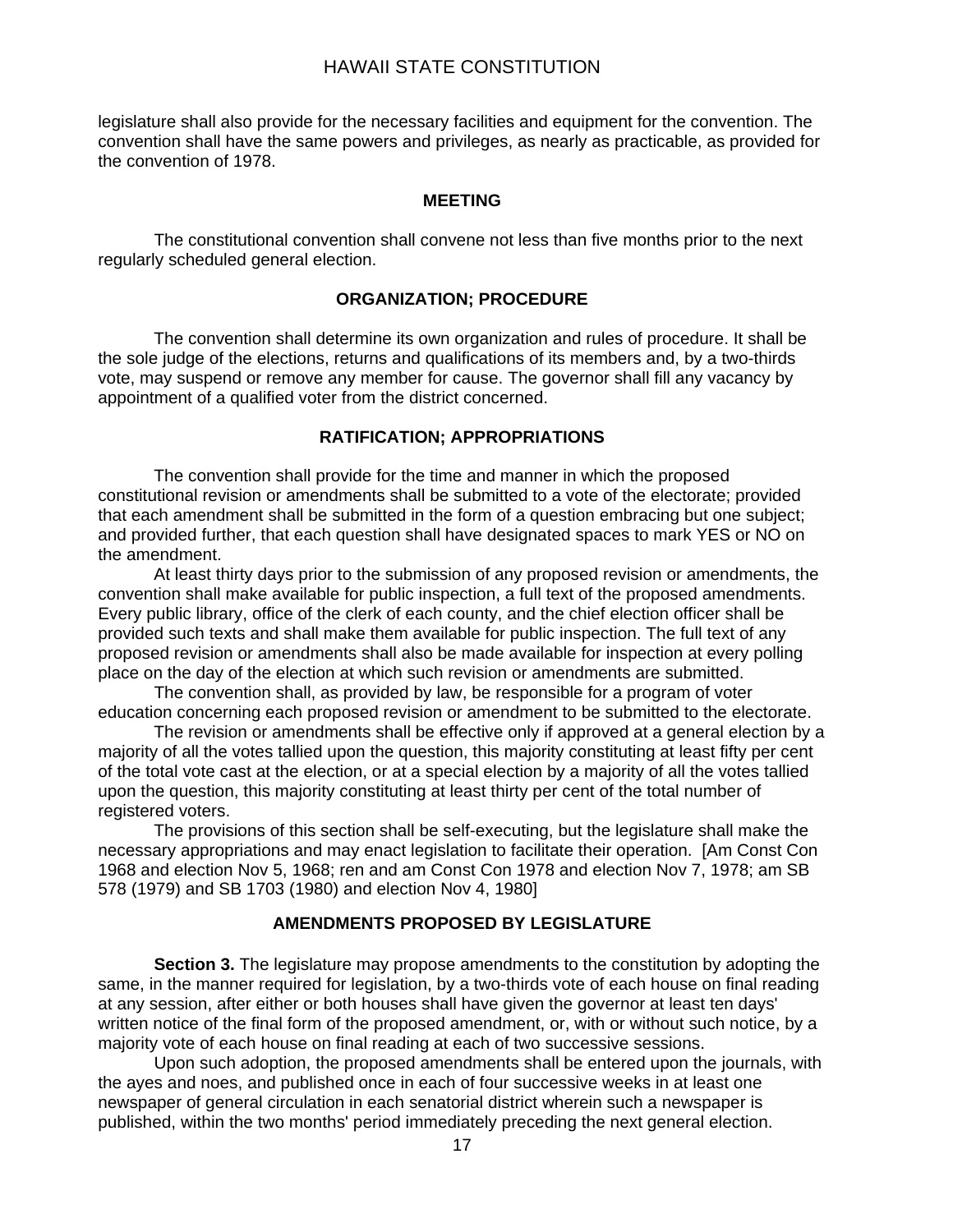legislature shall also provide for the necessary facilities and equipment for the convention. The convention shall have the same powers and privileges, as nearly as practicable, as provided for the convention of 1978.

**MEETING**

The constitutional convention shall convene not less than five months prior to the next regularly scheduled general election.

**ORGANIZATION; PROCEDURE**

The convention shall determine its own organization and rules of procedure. It shall be the sole judge of the elections, returns and qualifications of its members and, by a two-thirds vote, may suspend or remove any member for cause. The governor shall fill any vacancy by appointment of a qualified voter from the district concerned.

**RATIFICATION; APPROPRIATIONS**

The convention shall provide for the time and manner in which the proposed constitutional revision or amendments shall be submitted to a vote of the electorate; provided that each amendment shall be submitted in the form of a question embracing but one subject; and provided further, that each question shall have designated spaces to mark YES or NO on the amendment.

At least thirty days prior to the submission of any proposed revision or amendments, the convention shall make available for public inspection, a full text of the proposed amendments. Every public library, office of the clerk of each county, and the chief election officer shall be provided such texts and shall make them available for public inspection. The full text of any proposed revision or amendments shall also be made available for inspection at every polling place on the day of the election at which such revision or amendments are submitted.

The convention shall, as provided by law, be responsible for a program of voter education concerning each proposed revision or amendment to be submitted to the electorate.

The revision or amendments shall be effective only if approved at a general election by a majority of all the votes tallied upon the question, this majority constituting at least fifty per cent of the total vote cast at the election, or at a special election by a majority of all the votes tallied upon the question, this majority constituting at least thirty per cent of the total number of registered voters.

The provisions of this section shall be self-executing, but the legislature shall make the necessary appropriations and may enact legislation to facilitate their operation. [Am Const Con 1968 and election Nov 5, 1968; ren and am Const Con 1978 and election Nov 7, 1978; am SB 578 (1979) and SB 1703 (1980) and election Nov 4, 1980]

**AMENDMENTS PROPOSED BY LEGISLATURE**

**Section 3.** The legislature may propose amendments to the constitution by adopting the same, in the manner required for legislation, by a two-thirds vote of each house on final reading at any session, after either or both houses shall have given the governor at least ten days' written notice of the final form of the proposed amendment, or, with or without such notice, by a majority vote of each house on final reading at each of two successive sessions.

Upon such adoption, the proposed amendments shall be entered upon the journals, with the ayes and noes, and published once in each of four successive weeks in at least one newspaper of general circulation in each senatorial district wherein such a newspaper is published, within the two months' period immediately preceding the next general election.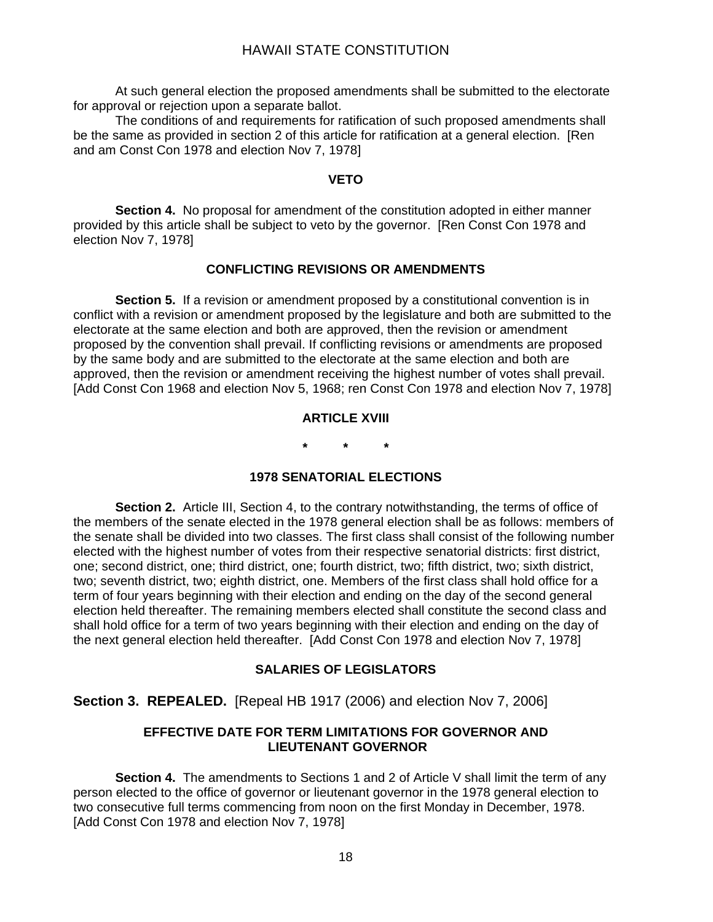At such general election the proposed amendments shall be submitted to the electorate for approval or rejection upon a separate ballot.

The conditions of and requirements for ratification of such proposed amendments shall be the same as provided in section 2 of this article for ratification at a general election. [Ren and am Const Con 1978 and election Nov 7, 1978]

### VETO

**Section 4.** No proposal for amendment of the constitution adopted in either manner provided by this article shall be subject to veto by the governor. [Ren Const Con 1978 and election Nov 7, 1978]

### CONFLICTING REVISIONS OR AMENDMENTS

**Section 5.** If a revision or amendment proposed by a constitutional convention is in conflict with a revision or amendment proposed by the legislature and both are submitted to the electorate at the same election and both are approved, then the revision or amendment proposed by the convention shall prevail. If conflicting revisions or amendments are proposed by the same body and are submitted to the electorate at the same election and both are approved, then the revision or amendment receiving the highest number of votes shall prevail. [Add Const Con 1968 and election Nov 5, 1968; ren Const Con 1978 and election Nov 7, 1978]

## ARTICLE XVIII

**\*　　\*　　\***

### 1978 SENATORIAL ELECTIONS

**Section 2.** Article III, Section 4, to the contrary notwithstanding, the terms of office of the members of the senate elected in the 1978 general election shall be as follows: members of the senate shall be divided into two classes. The first class shall consist of the following number elected with the highest number of votes from their respective senatorial districts: first district, one; second district, one; third district, one; fourth district, two; fifth district, two; sixth district, two; seventh district, two; eighth district, one. Members of the first class shall hold office for a term of four years beginning with their election and ending on the day of the second general election held thereafter. The remaining members elected shall constitute the second class and shall hold office for a term of two years beginning with their election and ending on the day of the next general election held thereafter. [Add Const Con 1978 and election Nov 7, 1978]

### SALARIES OF LEGISLATORS

**Section 3. REPEALED.** [Repeal HB 1917 (2006) and election Nov 7, 2006]

### EFFECTIVE DATE FOR TERM LIMITATIONS FOR GOVERNOR AND LIEUTENANT GOVERNOR

**Section 4.** The amendments to Sections 1 and 2 of Article V shall limit the term of any person elected to the office of governor or lieutenant governor in the 1978 general election to two consecutive full terms commencing from noon on the first Monday in December, 1978. [Add Const Con 1978 and election Nov 7, 1978]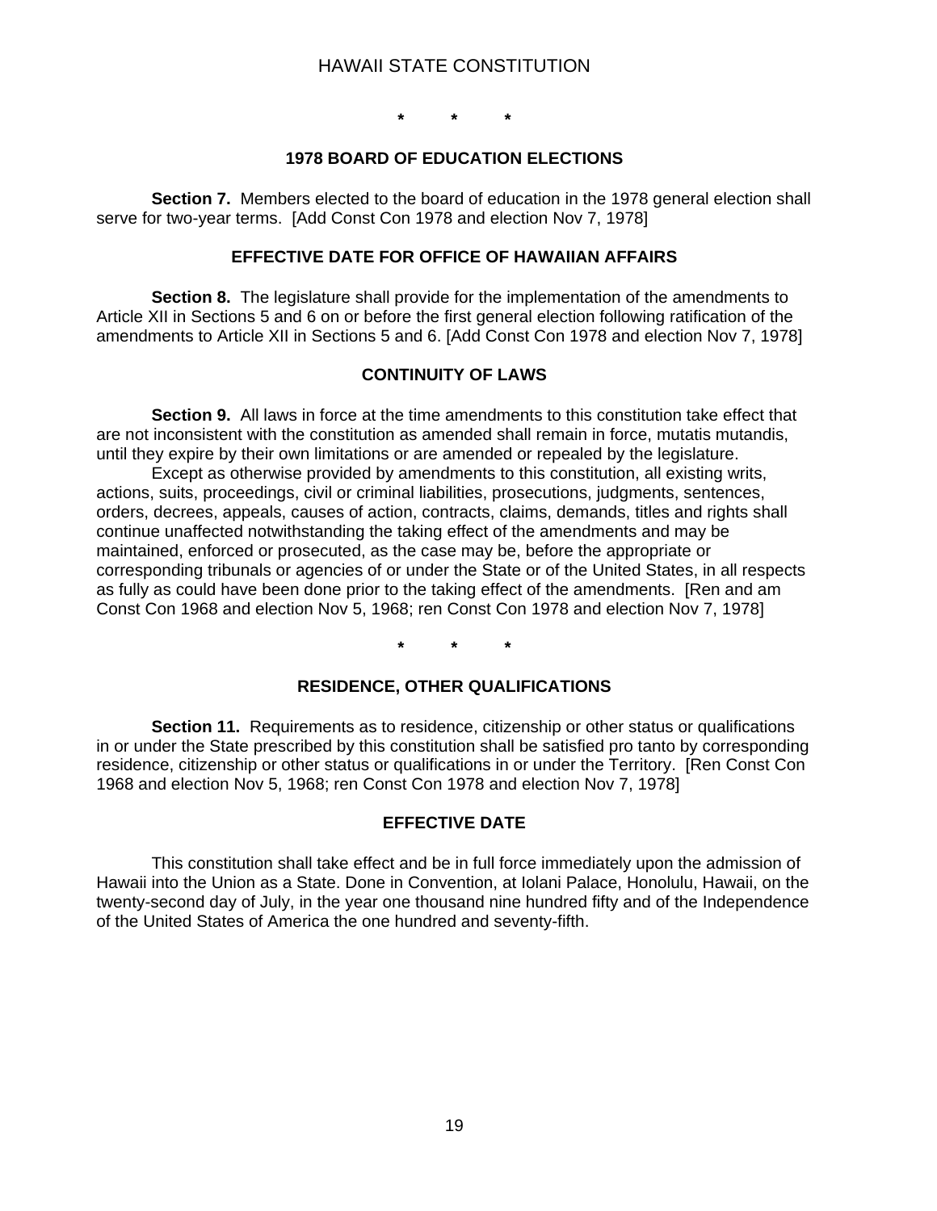\*         \*         \*

### 1978 BOARD OF EDUCATION ELECTIONS

**Section 7.** Members elected to the board of education in the 1978 general election shall serve for two-year terms. [Add Const Con 1978 and election Nov 7, 1978]

### EFFECTIVE DATE FOR OFFICE OF HAWAIIAN AFFAIRS

**Section 8.** The legislature shall provide for the implementation of the amendments to Article XII in Sections 5 and 6 on or before the first general election following ratification of the amendments to Article XII in Sections 5 and 6. [Add Const Con 1978 and election Nov 7, 1978]

### CONTINUITY OF LAWS

**Section 9.** All laws in force at the time amendments to this constitution take effect that are not inconsistent with the constitution as amended shall remain in force, mutatis mutandis, until they expire by their own limitations or are amended or repealed by the legislature.

Except as otherwise provided by amendments to this constitution, all existing writs, actions, suits, proceedings, civil or criminal liabilities, prosecutions, judgments, sentences, orders, decrees, appeals, causes of action, contracts, claims, demands, titles and rights shall continue unaffected notwithstanding the taking effect of the amendments and may be maintained, enforced or prosecuted, as the case may be, before the appropriate or corresponding tribunals or agencies of or under the State or of the United States, in all respects as fully as could have been done prior to the taking effect of the amendments. [Ren and am Const Con 1968 and election Nov 5, 1968; ren Const Con 1978 and election Nov 7, 1978]

\*         \*         \*

### RESIDENCE, OTHER QUALIFICATIONS

**Section 11.** Requirements as to residence, citizenship or other status or qualifications in or under the State prescribed by this constitution shall be satisfied pro tanto by corresponding residence, citizenship or other status or qualifications in or under the Territory. [Ren Const Con 1968 and election Nov 5, 1968; ren Const Con 1978 and election Nov 7, 1978]

### EFFECTIVE DATE

This constitution shall take effect and be in full force immediately upon the admission of Hawaii into the Union as a State. Done in Convention, at Iolani Palace, Honolulu, Hawaii, on the twenty-second day of July, in the year one thousand nine hundred fifty and of the Independence of the United States of America the one hundred and seventy-fifth.